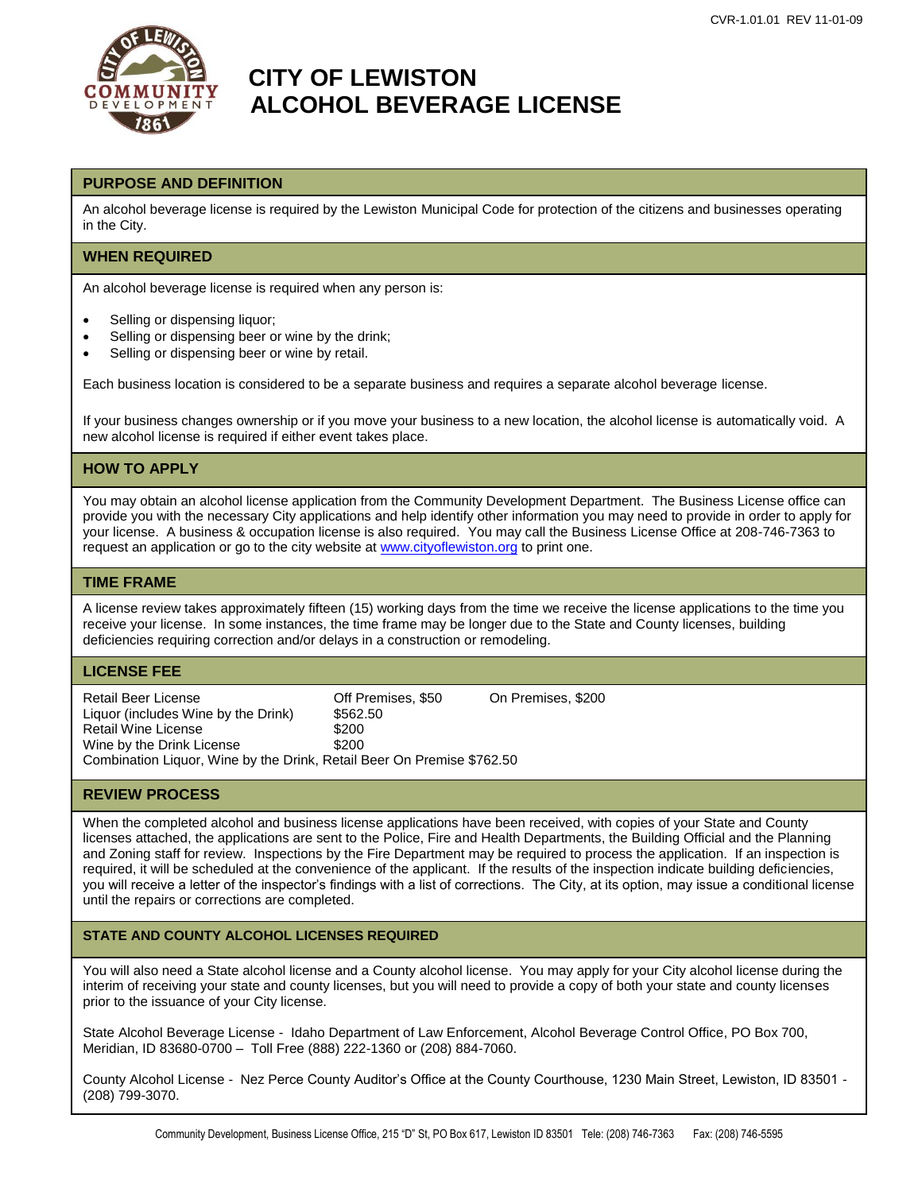CVR-1.01.01 REV 11-01-09

# CITY OF LEWISTON ALCOHOL BEVERAGE LICENSE

## PURPOSE AND DEFINITION

An alcohol beverage license is required by the Lewiston Municipal Code for protection of the citizens and businesses operating in the City.

## WHEN REQUIRED

An alcohol beverage license is required when any person is:

- Selling or dispensing liquor;
- Selling or dispensing beer or wine by the drink;
- Selling or dispensing beer or wine by retail.

Each business location is considered to be a separate business and requires a separate alcohol beverage license.

If your business changes ownership or if you move your business to a new location, the alcohol license is automatically void. A new alcohol license is required if either event takes place.

## HOW TO APPLY

You may obtain an alcohol license application from the Community Development Department. The Business License office can provide you with the necessary City applications and help identify other information you may need to provide in order to apply for your license. A business & occupation license is also required. You may call the Business License Office at 208-746-7363 to request an application or go to the city website at www.cityoflewiston.org to print one.

## TIME FRAME

A license review takes approximately fifteen (15) working days from the time we receive the license applications to the time you receive your license. In some instances, the time frame may be longer due to the State and County licenses, building deficiencies requiring correction and/or delays in a construction or remodeling.

## LICENSE FEE

| | | |
|---|---|---|
| Retail Beer License | Off Premises, $50 | On Premises, $200 |
| Liquor (includes Wine by the Drink) | $562.50 | |
| Retail Wine License | $200 | |
| Wine by the Drink License | $200 | |

Combination Liquor, Wine by the Drink, Retail Beer On Premise $762.50

## REVIEW PROCESS

When the completed alcohol and business license applications have been received, with copies of your State and County licenses attached, the applications are sent to the Police, Fire and Health Departments, the Building Official and the Planning and Zoning staff for review. Inspections by the Fire Department may be required to process the application. If an inspection is required, it will be scheduled at the convenience of the applicant. If the results of the inspection indicate building deficiencies, you will receive a letter of the inspector's findings with a list of corrections. The City, at its option, may issue a conditional license until the repairs or corrections are completed.

## STATE AND COUNTY ALCOHOL LICENSES REQUIRED

You will also need a State alcohol license and a County alcohol license. You may apply for your City alcohol license during the interim of receiving your state and county licenses, but you will need to provide a copy of both your state and county licenses prior to the issuance of your City license.

State Alcohol Beverage License - Idaho Department of Law Enforcement, Alcohol Beverage Control Office, PO Box 700, Meridian, ID 83680-0700 – Toll Free (888) 222-1360 or (208) 884-7060.

County Alcohol License - Nez Perce County Auditor's Office at the County Courthouse, 1230 Main Street, Lewiston, ID 83501 - (208) 799-3070.

Community Development, Business License Office, 215 "D" St, PO Box 617, Lewiston ID 83501 Tele: (208) 746-7363 Fax: (208) 746-5595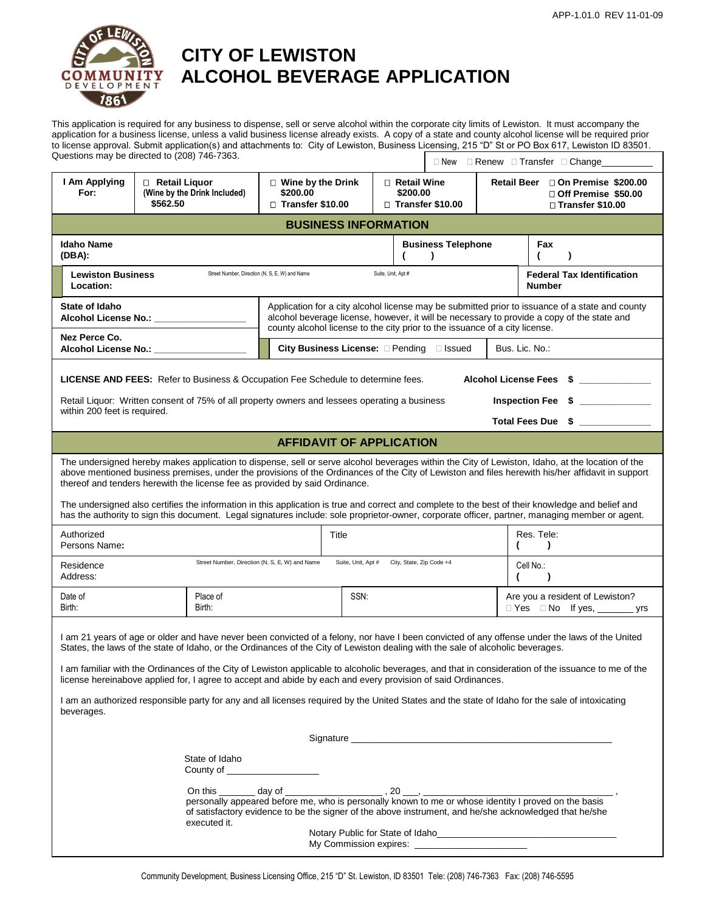APP-1.01.0 REV 11-01-09

# CITY OF LEWISTON
# ALCOHOL BEVERAGE APPLICATION

This application is required for any business to dispense, sell or serve alcohol within the corporate city limits of Lewiston. It must accompany the application for a business license, unless a valid business license already exists. A copy of a state and county alcohol license will be required prior to license approval. Submit application(s) and attachments to: City of Lewiston, Business Licensing, 215 "D" St or PO Box 617, Lewiston ID 83501. Questions may be directed to (208) 746-7363.

□ New □ Renew □ Transfer □ Change__________

| I Am Applying For: | □ Retail Liquor (Wine by the Drink Included) $562.50 | □ Wine by the Drink $200.00 □ Transfer $10.00 | □ Retail Wine $200.00 □ Transfer $10.00 | Retail Beer □ On Premise $200.00 □ Off Premise $50.00 □ Transfer $10.00 |
|---|---|---|---|---|

## BUSINESS INFORMATION

| Idaho Name (DBA): | Business Telephone ( ) | Fax ( ) |
|---|---|---|
| Lewiston Business Location: Street Number, Direction (N, S, E, W) and Name / Suite, Unit, Apt # | | Federal Tax Identification Number |

**State of Idaho Alcohol License No.:** _________________

**Nez Perce Co. Alcohol License No.:** _________________

Application for a city alcohol license may be submitted prior to issuance of a state and county alcohol beverage license, however, it will be necessary to provide a copy of the state and county alcohol license to the city prior to the issuance of a city license.

**City Business License:** □ Pending □ Issued Bus. Lic. No.:

**LICENSE AND FEES:** Refer to Business & Occupation Fee Schedule to determine fees.

Retail Liquor: Written consent of 75% of all property owners and lessees operating a business within 200 feet is required.

**Alcohol License Fees $** _____________

**Inspection Fee $** _____________

**Total Fees Due $** _____________

## AFFIDAVIT OF APPLICATION

The undersigned hereby makes application to dispense, sell or serve alcohol beverages within the City of Lewiston, Idaho, at the location of the above mentioned business premises, under the provisions of the Ordinances of the City of Lewiston and files herewith his/her affidavit in support thereof and tenders herewith the license fee as provided by said Ordinance.

The undersigned also certifies the information in this application is true and correct and complete to the best of their knowledge and belief and has the authority to sign this document. Legal signatures include: sole proprietor-owner, corporate officer, partner, managing member or agent.

| Authorized Persons Name: | | Title | Res. Tele: ( ) |
|---|---|---|---|
| Residence Address: Street Number, Direction (N, S, E, W) and Name / Suite, Unit, Apt # / City, State, Zip Code +4 | | | Cell No.: ( ) |
| Date of Birth: | Place of Birth: | SSN: | Are you a resident of Lewiston? □ Yes □ No If yes, _______ yrs |

I am 21 years of age or older and have never been convicted of a felony, nor have I been convicted of any offense under the laws of the United States, the laws of the state of Idaho, or the Ordinances of the City of Lewiston dealing with the sale of alcoholic beverages.

I am familiar with the Ordinances of the City of Lewiston applicable to alcoholic beverages, and that in consideration of the issuance to me of the license hereinabove applied for, I agree to accept and abide by each and every provision of said Ordinances.

I am an authorized responsible party for any and all licenses required by the United States and the state of Idaho for the sale of intoxicating beverages.

Signature ______________________________________________

State of Idaho
County of _________________

On this _______ day of ___________________ , 20 ___, ________________________________ , personally appeared before me, who is personally known to me or whose identity I proved on the basis of satisfactory evidence to be the signer of the above instrument, and he/she acknowledged that he/she executed it.

Notary Public for State of Idaho_________________________________

My Commission expires: _____________________

Community Development, Business Licensing Office, 215 "D" St. Lewiston, ID 83501 Tele: (208) 746-7363 Fax: (208) 746-5595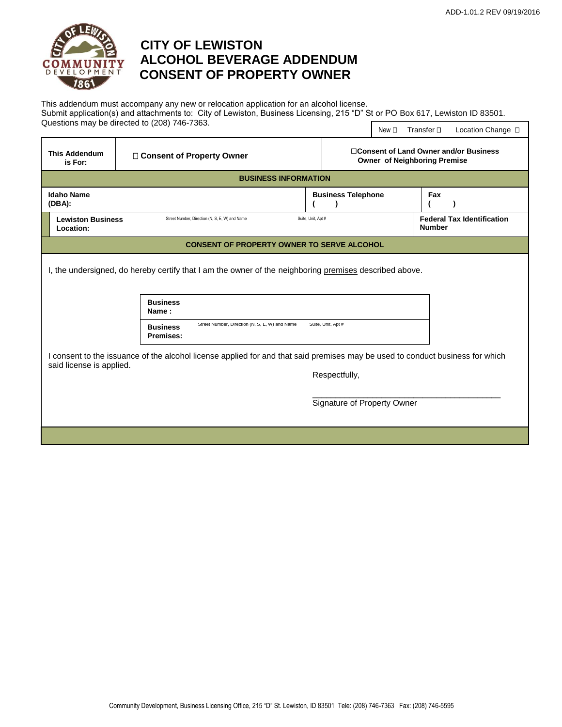ADD-1.01.2 REV 09/19/2016

# CITY OF LEWISTON
# ALCOHOL BEVERAGE ADDENDUM
# CONSENT OF PROPERTY OWNER

This addendum must accompany any new or relocation application for an alcohol license.
Submit application(s) and attachments to: City of Lewiston, Business Licensing, 215 "D" St or PO Box 617, Lewiston ID 83501.
Questions may be directed to (208) 746-7363.

New ☐ Transfer ☐ Location Change ☐

| **This Addendum is For:** | ☐ **Consent of Property Owner** | ☐ **Consent of Land Owner and/or Business Owner of Neighboring Premise** |
|---|---|---|

**BUSINESS INFORMATION**

| **Idaho Name (DBA):** | | **Business Telephone** ( ) | **Fax** ( ) |
|---|---|---|---|
| **Lewiston Business Location:** | Street Number, Direction (N, S, E, W) and Name | Suite, Unit, Apt # | **Federal Tax Identification Number** |

**CONSENT OF PROPERTY OWNER TO SERVE ALCOHOL**

I, the undersigned, do hereby certify that I am the owner of the neighboring premises described above.

| **Business Name :** | | |
|---|---|---|
| **Business Premises:** | Street Number, Direction (N, S, E, W) and Name | Suite, Unit, Apt # |

I consent to the issuance of the alcohol license applied for and that said premises may be used to conduct business for which said license is applied.

Respectfully,

\_\_\_\_\_\_\_\_\_\_\_\_\_\_\_\_\_\_\_\_\_\_\_\_\_\_\_\_\_\_\_\_\_\_\_\_\_\_\_\_
Signature of Property Owner

Community Development, Business Licensing Office, 215 "D" St. Lewiston, ID 83501 Tele: (208) 746-7363 Fax: (208) 746-5595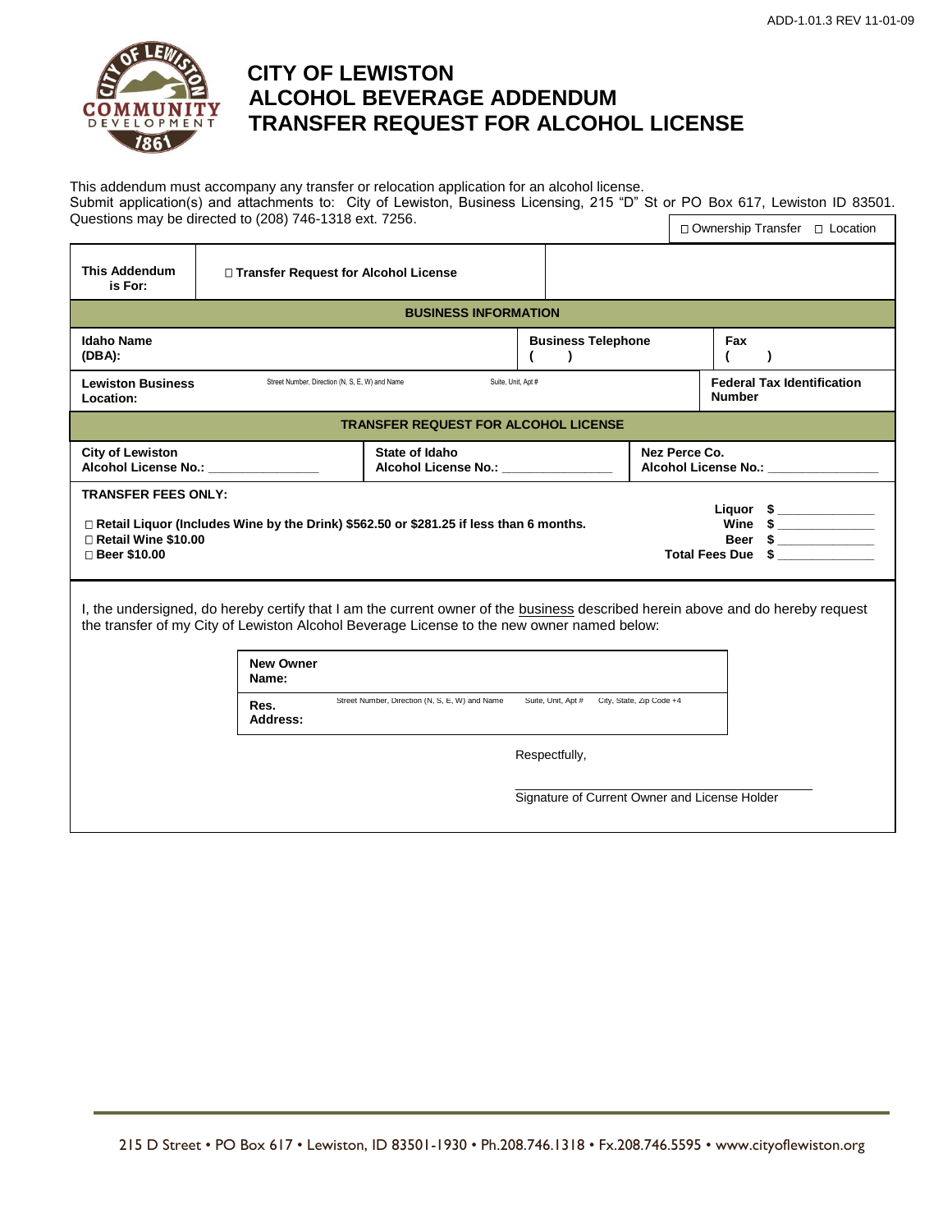ADD-1.01.3 REV 11-01-09

# CITY OF LEWISTON
## ALCOHOL BEVERAGE ADDENDUM
## TRANSFER REQUEST FOR ALCOHOL LICENSE

This addendum must accompany any transfer or relocation application for an alcohol license.
Submit application(s) and attachments to: City of Lewiston, Business Licensing, 215 "D" St or PO Box 617, Lewiston ID 83501.
Questions may be directed to (208) 746-1318 ext. 7256.

☐ Ownership Transfer ☐ Location

| **This Addendum is For:** | ☐ **Transfer Request for Alcohol License** | |
|---|---|---|

**BUSINESS INFORMATION**

| **Idaho Name (DBA):** | **Business Telephone** ( ) | **Fax** ( ) |
|---|---|---|
| **Lewiston Business Location:** Street Number, Direction (N, S, E, W) and Name / Suite, Unit, Apt # | | **Federal Tax Identification Number** |

**TRANSFER REQUEST FOR ALCOHOL LICENSE**

| **City of Lewiston Alcohol License No.:** ______________ | **State of Idaho Alcohol License No.:** ______________ | **Nez Perce Co. Alcohol License No.:** ______________ |
|---|---|---|

**TRANSFER FEES ONLY:**

☐ **Retail Liquor (Includes Wine by the Drink) $562.50 or $281.25 if less than 6 months.**
☐ **Retail Wine $10.00**
☐ **Beer $10.00**

**Liquor** $ ____________
**Wine** $ ____________
**Beer** $ ____________
**Total Fees Due** $ ____________

I, the undersigned, do hereby certify that I am the current owner of the business described herein above and do hereby request the transfer of my City of Lewiston Alcohol Beverage License to the new owner named below:

| **New Owner Name:** | |
|---|---|
| **Res. Address:** | Street Number, Direction (N, S, E, W) and Name / Suite, Unit, Apt # / City, State, Zip Code +4 |

Respectfully,

______________________________
Signature of Current Owner and License Holder

215 D Street • PO Box 617 • Lewiston, ID 83501-1930 • Ph.208.746.1318 • Fx.208.746.5595 • www.cityoflewiston.org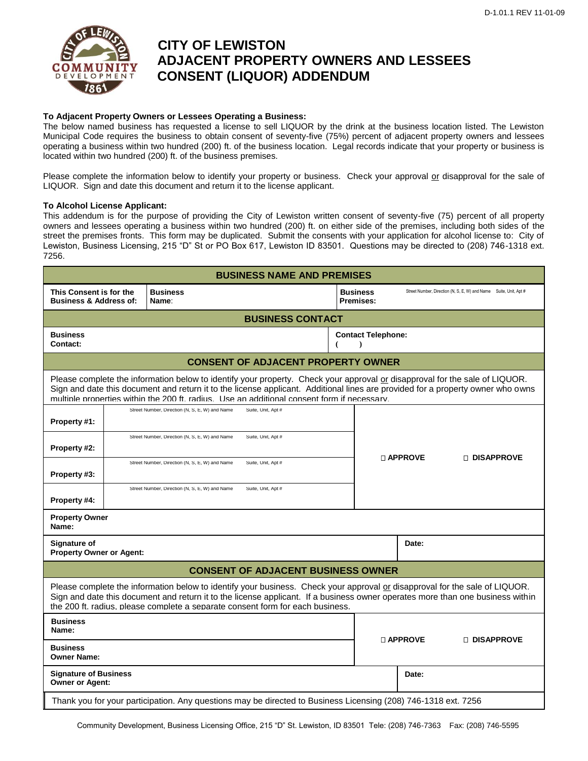D-1.01.1 REV 11-01-09

# CITY OF LEWISTON
# ADJACENT PROPERTY OWNERS AND LESSEES CONSENT (LIQUOR) ADDENDUM

**To Adjacent Property Owners or Lessees Operating a Business:**
The below named business has requested a license to sell LIQUOR by the drink at the business location listed. The Lewiston Municipal Code requires the business to obtain consent of seventy-five (75%) percent of adjacent property owners and lessees operating a business within two hundred (200) ft. of the business location. Legal records indicate that your property or business is located within two hundred (200) ft. of the business premises.

Please complete the information below to identify your property or business. Check your approval or disapproval for the sale of LIQUOR. Sign and date this document and return it to the license applicant.

**To Alcohol License Applicant:**
This addendum is for the purpose of providing the City of Lewiston written consent of seventy-five (75) percent of all property owners and lessees operating a business within two hundred (200) ft. on either side of the premises, including both sides of the street the premises fronts. This form may be duplicated. Submit the consents with your application for alcohol license to: City of Lewiston, Business Licensing, 215 "D" St or PO Box 617, Lewiston ID 83501. Questions may be directed to (208) 746-1318 ext. 7256.

| **BUSINESS NAME AND PREMISES** | | | |
|---|---|---|---|
| **This Consent is for the Business & Address of:** | **Business Name**: | **Business Premises:** | Street Number, Direction (N, S, E, W) and Name Suite, Unit, Apt # |

| **BUSINESS CONTACT** | |
|---|---|
| **Business Contact:** | **Contact Telephone:** ( ) |

**CONSENT OF ADJACENT PROPERTY OWNER**

Please complete the information below to identify your property. Check your approval or disapproval for the sale of LIQUOR. Sign and date this document and return it to the license applicant. Additional lines are provided for a property owner who owns multiple properties within the 200 ft. radius. Use an additional consent form if necessary.

| | | |
|---|---|---|
| **Property #1:** | Street Number, Direction (N, S, E, W) and Name Suite, Unit, Apt # | ☐ **APPROVE** ☐ **DISAPPROVE** |
| **Property #2:** | Street Number, Direction (N, S, E, W) and Name Suite, Unit, Apt # | |
| **Property #3:** | Street Number, Direction (N, S, E, W) and Name Suite, Unit, Apt # | |
| **Property #4:** | Street Number, Direction (N, S, E, W) and Name Suite, Unit, Apt # | |
| **Property Owner Name:** | | |
| **Signature of Property Owner or Agent:** | | **Date:** |

**CONSENT OF ADJACENT BUSINESS OWNER**

Please complete the information below to identify your business. Check your approval or disapproval for the sale of LIQUOR. Sign and date this document and return it to the license applicant. If a business owner operates more than one business within the 200 ft. radius, please complete a separate consent form for each business.

| | |
|---|---|
| **Business Name:** | ☐ **APPROVE** ☐ **DISAPPROVE** |
| **Business Owner Name:** | |
| **Signature of Business Owner or Agent:** | **Date:** |

Thank you for your participation. Any questions may be directed to Business Licensing (208) 746-1318 ext. 7256

Community Development, Business Licensing Office, 215 "D" St. Lewiston, ID 83501 Tele: (208) 746-7363 Fax: (208) 746-5595